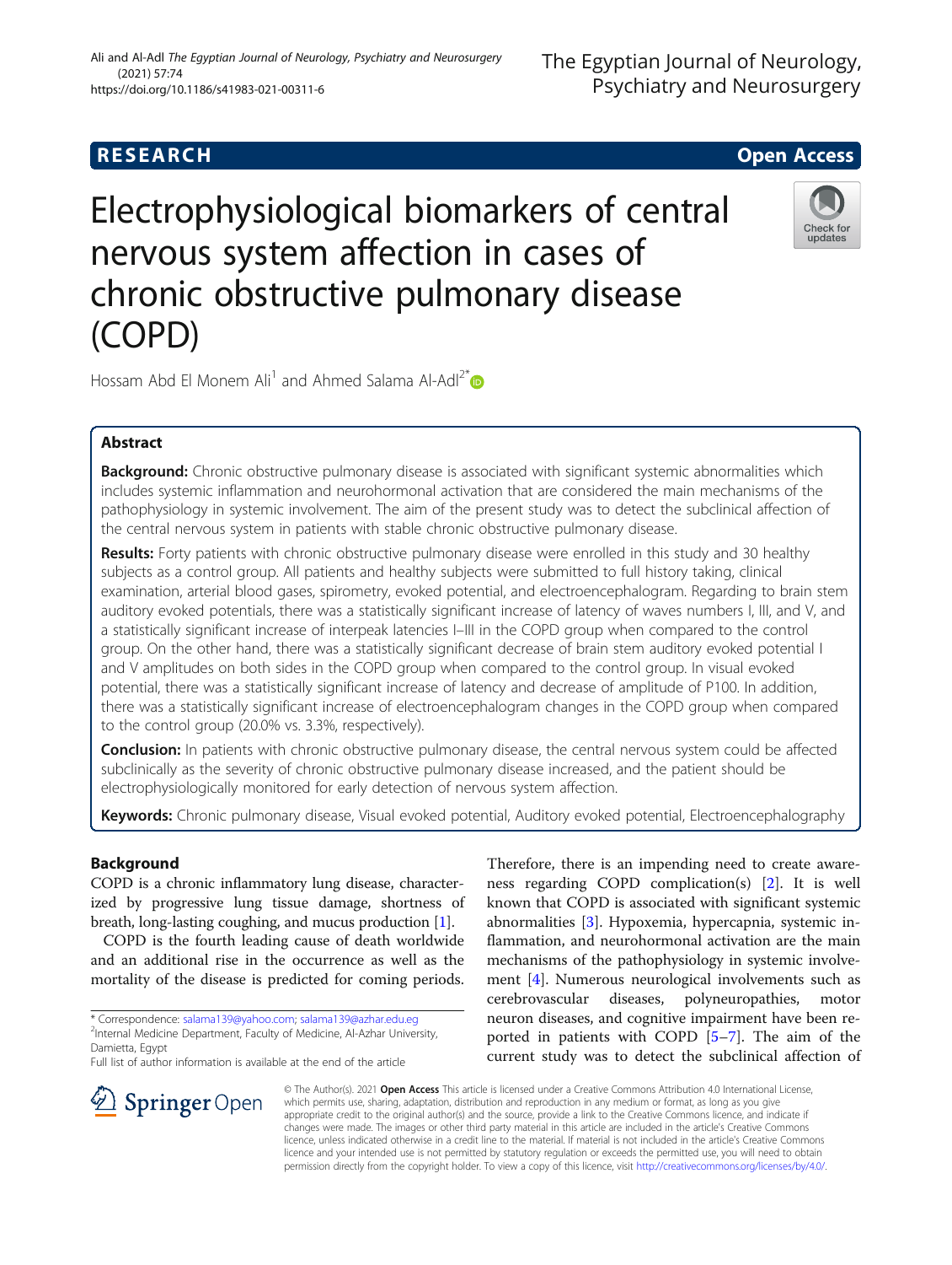RESEARCH Open Access

# Electrophysiological biomarkers of central nervous system affection in cases of chronic obstructive pulmonary disease (COPD)

Hossam Abd El Monem Ali[1] and Ahmed Salama Al-Adl[2*]

## Abstract

**Background:** Chronic obstructive pulmonary disease is associated with significant systemic abnormalities which includes systemic inflammation and neurohormonal activation that are considered the main mechanisms of the pathophysiology in systemic involvement. The aim of the present study was to detect the subclinical affection of the central nervous system in patients with stable chronic obstructive pulmonary disease.

**Results:** Forty patients with chronic obstructive pulmonary disease were enrolled in this study and 30 healthy subjects as a control group. All patients and healthy subjects were submitted to full history taking, clinical examination, arterial blood gases, spirometry, evoked potential, and electroencephalogram. Regarding to brain stem auditory evoked potentials, there was a statistically significant increase of latency of waves numbers I, III, and V, and a statistically significant increase of interpeak latencies I–III in the COPD group when compared to the control group. On the other hand, there was a statistically significant decrease of brain stem auditory evoked potential I and V amplitudes on both sides in the COPD group when compared to the control group. In visual evoked potential, there was a statistically significant increase of latency and decrease of amplitude of P100. In addition, there was a statistically significant increase of electroencephalogram changes in the COPD group when compared to the control group (20.0% vs. 3.3%, respectively).

**Conclusion:** In patients with chronic obstructive pulmonary disease, the central nervous system could be affected subclinically as the severity of chronic obstructive pulmonary disease increased, and the patient should be electrophysiologically monitored for early detection of nervous system affection.

**Keywords:** Chronic pulmonary disease, Visual evoked potential, Auditory evoked potential, Electroencephalography

## Background

COPD is a chronic inflammatory lung disease, characterized by progressive lung tissue damage, shortness of breath, long-lasting coughing, and mucus production [1].

COPD is the fourth leading cause of death worldwide and an additional rise in the occurrence as well as the mortality of the disease is predicted for coming periods. Therefore, there is an impending need to create awareness regarding COPD complication(s) [2]. It is well known that COPD is associated with significant systemic abnormalities [3]. Hypoxemia, hypercapnia, systemic inflammation, and neurohormonal activation are the main mechanisms of the pathophysiology in systemic involvement [4]. Numerous neurological involvements such as cerebrovascular diseases, polyneuropathies, motor neuron diseases, and cognitive impairment have been reported in patients with COPD [5–7]. The aim of the current study was to detect the subclinical affection of

* Correspondence: salama139@yahoo.com; salama139@azhar.edu.eg
[2]Internal Medicine Department, Faculty of Medicine, Al-Azhar University, Damietta, Egypt
Full list of author information is available at the end of the article

© The Author(s). 2021 **Open Access** This article is licensed under a Creative Commons Attribution 4.0 International License, which permits use, sharing, adaptation, distribution and reproduction in any medium or format, as long as you give appropriate credit to the original author(s) and the source, provide a link to the Creative Commons licence, and indicate if changes were made. The images or other third party material in this article are included in the article's Creative Commons licence, unless indicated otherwise in a credit line to the material. If material is not included in the article's Creative Commons licence and your intended use is not permitted by statutory regulation or exceeds the permitted use, you will need to obtain permission directly from the copyright holder. To view a copy of this licence, visit http://creativecommons.org/licenses/by/4.0/.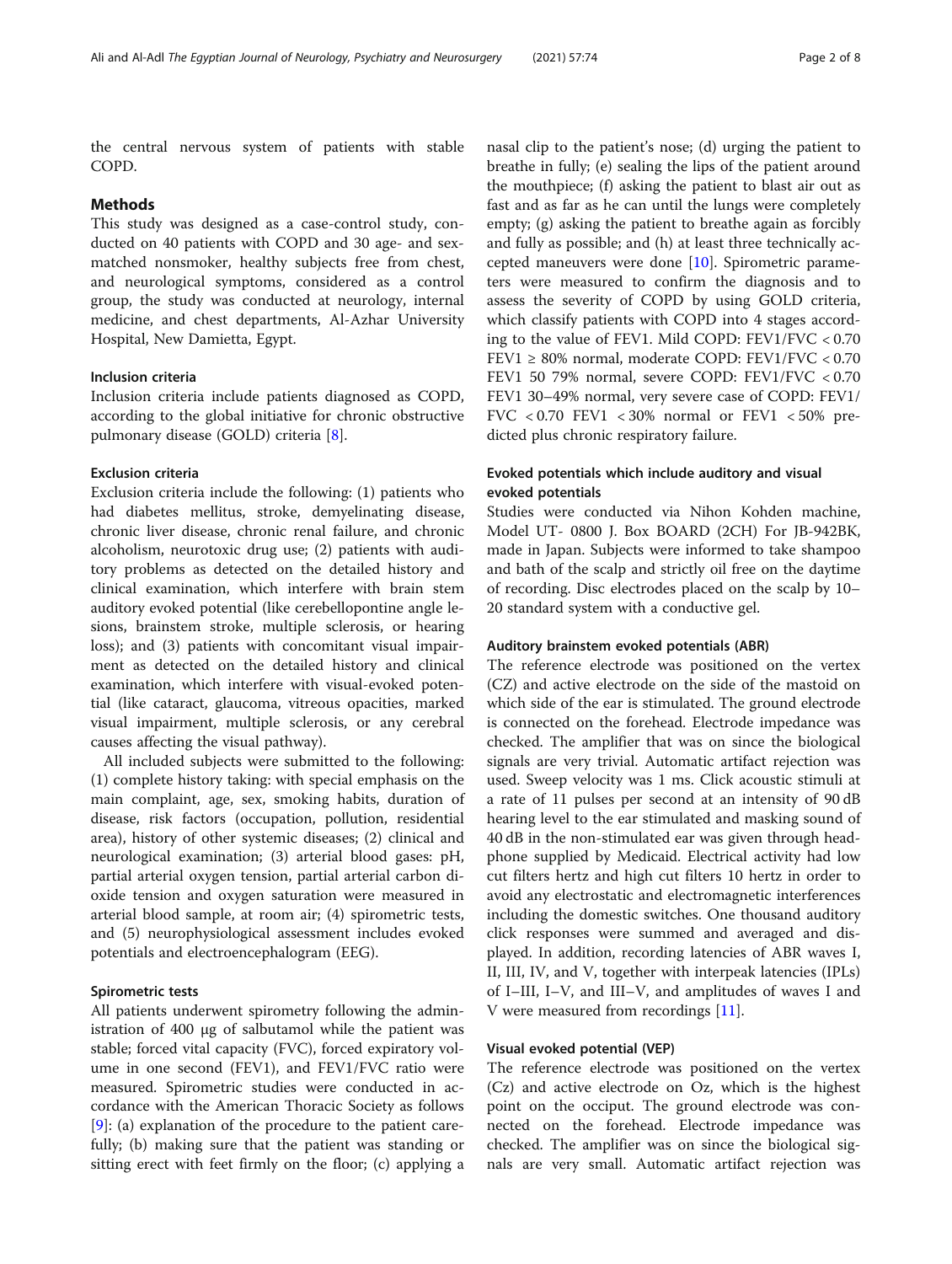the central nervous system of patients with stable COPD.

## Methods

This study was designed as a case-control study, conducted on 40 patients with COPD and 30 age- and sex-matched nonsmoker, healthy subjects free from chest, and neurological symptoms, considered as a control group, the study was conducted at neurology, internal medicine, and chest departments, Al-Azhar University Hospital, New Damietta, Egypt.

### Inclusion criteria

Inclusion criteria include patients diagnosed as COPD, according to the global initiative for chronic obstructive pulmonary disease (GOLD) criteria [8].

### Exclusion criteria

Exclusion criteria include the following: (1) patients who had diabetes mellitus, stroke, demyelinating disease, chronic liver disease, chronic renal failure, and chronic alcoholism, neurotoxic drug use; (2) patients with auditory problems as detected on the detailed history and clinical examination, which interfere with brain stem auditory evoked potential (like cerebellopontine angle lesions, brainstem stroke, multiple sclerosis, or hearing loss); and (3) patients with concomitant visual impairment as detected on the detailed history and clinical examination, which interfere with visual-evoked potential (like cataract, glaucoma, vitreous opacities, marked visual impairment, multiple sclerosis, or any cerebral causes affecting the visual pathway).

All included subjects were submitted to the following: (1) complete history taking: with special emphasis on the main complaint, age, sex, smoking habits, duration of disease, risk factors (occupation, pollution, residential area), history of other systemic diseases; (2) clinical and neurological examination; (3) arterial blood gases: pH, partial arterial oxygen tension, partial arterial carbon dioxide tension and oxygen saturation were measured in arterial blood sample, at room air; (4) spirometric tests, and (5) neurophysiological assessment includes evoked potentials and electroencephalogram (EEG).

### Spirometric tests

All patients underwent spirometry following the administration of 400 μg of salbutamol while the patient was stable; forced vital capacity (FVC), forced expiratory volume in one second (FEV1), and FEV1/FVC ratio were measured. Spirometric studies were conducted in accordance with the American Thoracic Society as follows [9]: (a) explanation of the procedure to the patient carefully; (b) making sure that the patient was standing or sitting erect with feet firmly on the floor; (c) applying a nasal clip to the patient's nose; (d) urging the patient to breathe in fully; (e) sealing the lips of the patient around the mouthpiece; (f) asking the patient to blast air out as fast and as far as he can until the lungs were completely empty; (g) asking the patient to breathe again as forcibly and fully as possible; and (h) at least three technically accepted maneuvers were done [10]. Spirometric parameters were measured to confirm the diagnosis and to assess the severity of COPD by using GOLD criteria, which classify patients with COPD into 4 stages according to the value of FEV1. Mild COPD: FEV1/FVC < 0.70 FEV1 ≥ 80% normal, moderate COPD: FEV1/FVC < 0.70 FEV1 50 79% normal, severe COPD: FEV1/FVC < 0.70 FEV1 30–49% normal, very severe case of COPD: FEV1/FVC < 0.70 FEV1 < 30% normal or FEV1 < 50% predicted plus chronic respiratory failure.

### Evoked potentials which include auditory and visual evoked potentials

Studies were conducted via Nihon Kohden machine, Model UT- 0800 J. Box BOARD (2CH) For JB-942BK, made in Japan. Subjects were informed to take shampoo and bath of the scalp and strictly oil free on the daytime of recording. Disc electrodes placed on the scalp by 10–20 standard system with a conductive gel.

### Auditory brainstem evoked potentials (ABR)

The reference electrode was positioned on the vertex (CZ) and active electrode on the side of the mastoid on which side of the ear is stimulated. The ground electrode is connected on the forehead. Electrode impedance was checked. The amplifier that was on since the biological signals are very trivial. Automatic artifact rejection was used. Sweep velocity was 1 ms. Click acoustic stimuli at a rate of 11 pulses per second at an intensity of 90 dB hearing level to the ear stimulated and masking sound of 40 dB in the non-stimulated ear was given through headphone supplied by Medicaid. Electrical activity had low cut filters hertz and high cut filters 10 hertz in order to avoid any electrostatic and electromagnetic interferences including the domestic switches. One thousand auditory click responses were summed and averaged and displayed. In addition, recording latencies of ABR waves I, II, III, IV, and V, together with interpeak latencies (IPLs) of I–III, I–V, and III–V, and amplitudes of waves I and V were measured from recordings [11].

### Visual evoked potential (VEP)

The reference electrode was positioned on the vertex (Cz) and active electrode on Oz, which is the highest point on the occiput. The ground electrode was connected on the forehead. Electrode impedance was checked. The amplifier was on since the biological signals are very small. Automatic artifact rejection was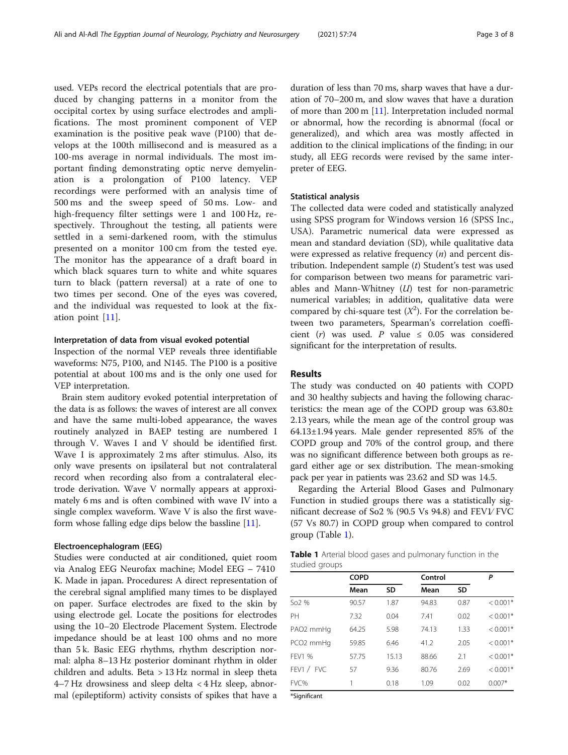used. VEPs record the electrical potentials that are produced by changing patterns in a monitor from the occipital cortex by using surface electrodes and amplifications. The most prominent component of VEP examination is the positive peak wave (P100) that develops at the 100th millisecond and is measured as a 100-ms average in normal individuals. The most important finding demonstrating optic nerve demyelination is a prolongation of P100 latency. VEP recordings were performed with an analysis time of 500 ms and the sweep speed of 50 ms. Low- and high-frequency filter settings were 1 and 100 Hz, respectively. Throughout the testing, all patients were settled in a semi-darkened room, with the stimulus presented on a monitor 100 cm from the tested eye. The monitor has the appearance of a draft board in which black squares turn to white and white squares turn to black (pattern reversal) at a rate of one to two times per second. One of the eyes was covered, and the individual was requested to look at the fixation point [11].

#### Interpretation of data from visual evoked potential

Inspection of the normal VEP reveals three identifiable waveforms: N75, P100, and N145. The P100 is a positive potential at about 100 ms and is the only one used for VEP interpretation.

Brain stem auditory evoked potential interpretation of the data is as follows: the waves of interest are all convex and have the same multi-lobed appearance, the waves routinely analyzed in BAEP testing are numbered I through V. Waves I and V should be identified first. Wave I is approximately 2 ms after stimulus. Also, its only wave presents on ipsilateral but not contralateral record when recording also from a contralateral electrode derivation. Wave V normally appears at approximately 6 ms and is often combined with wave IV into a single complex waveform. Wave V is also the first waveform whose falling edge dips below the bassline [11].

#### Electroencephalogram (EEG)

Studies were conducted at air conditioned, quiet room via Analog EEG Neurofax machine; Model EEG – 7410 K. Made in japan. Procedures**:** A direct representation of the cerebral signal amplified many times to be displayed on paper. Surface electrodes are fixed to the skin by using electrode gel. Locate the positions for electrodes using the 10–20 Electrode Placement System. Electrode impedance should be at least 100 ohms and no more than 5 k. Basic EEG rhythms, rhythm description normal: alpha 8–13 Hz posterior dominant rhythm in older children and adults. Beta > 13 Hz normal in sleep theta 4–7 Hz drowsiness and sleep delta < 4 Hz sleep, abnormal (epileptiform) activity consists of spikes that have a duration of less than 70 ms, sharp waves that have a duration of 70–200 m, and slow waves that have a duration of more than 200 m [11]. Interpretation included normal or abnormal, how the recording is abnormal (focal or generalized), and which area was mostly affected in addition to the clinical implications of the finding; in our study, all EEG records were revised by the same interpreter of EEG.

#### Statistical analysis

The collected data were coded and statistically analyzed using SPSS program for Windows version 16 (SPSS Inc., USA). Parametric numerical data were expressed as mean and standard deviation (SD), while qualitative data were expressed as relative frequency ($n$) and percent distribution. Independent sample ($t$) Student's test was used for comparison between two means for parametric variables and Mann-Whitney ($U$) test for non-parametric numerical variables; in addition, qualitative data were compared by chi-square test ($X^2$). For the correlation between two parameters, Spearman's correlation coefficient ($r$) was used. $P$ value $\leq$ 0.05 was considered significant for the interpretation of results.

## Results

The study was conducted on 40 patients with COPD and 30 healthy subjects and having the following characteristics: the mean age of the COPD group was 63.80± 2.13 years, while the mean age of the control group was 64.13±1.94 years. Male gender represented 85% of the COPD group and 70% of the control group, and there was no significant difference between both groups as regard either age or sex distribution. The mean-smoking pack per year in patients was 23.62 and SD was 14.5.

Regarding the Arterial Blood Gases and Pulmonary Function in studied groups there was a statistically significant decrease of So2 % (90.5 Vs 94.8) and FEV1/ FVC (57 Vs 80.7) in COPD group when compared to control group (Table 1).

**Table 1** Arterial blood gases and pulmonary function in the studied groups

| | COPD | | Control | | P |
|---|---|---|---|---|---|
| | Mean | SD | Mean | SD | |
| So2 % | 90.57 | 1.87 | 94.83 | 0.87 | < 0.001* |
| PH | 7.32 | 0.04 | 7.41 | 0.02 | < 0.001* |
| PAO2 mmHg | 64.25 | 5.98 | 74.13 | 1.33 | < 0.001* |
| PCO2 mmHg | 59.85 | 6.46 | 41.2 | 2.05 | < 0.001* |
| FEV1 % | 57.75 | 15.13 | 88.66 | 2.1 | < 0.001* |
| FEV1 / FVC | 57 | 9.36 | 80.76 | 2.69 | < 0.001* |
| FVC% | 1 | 0.18 | 1.09 | 0.02 | 0.007* |

*Significant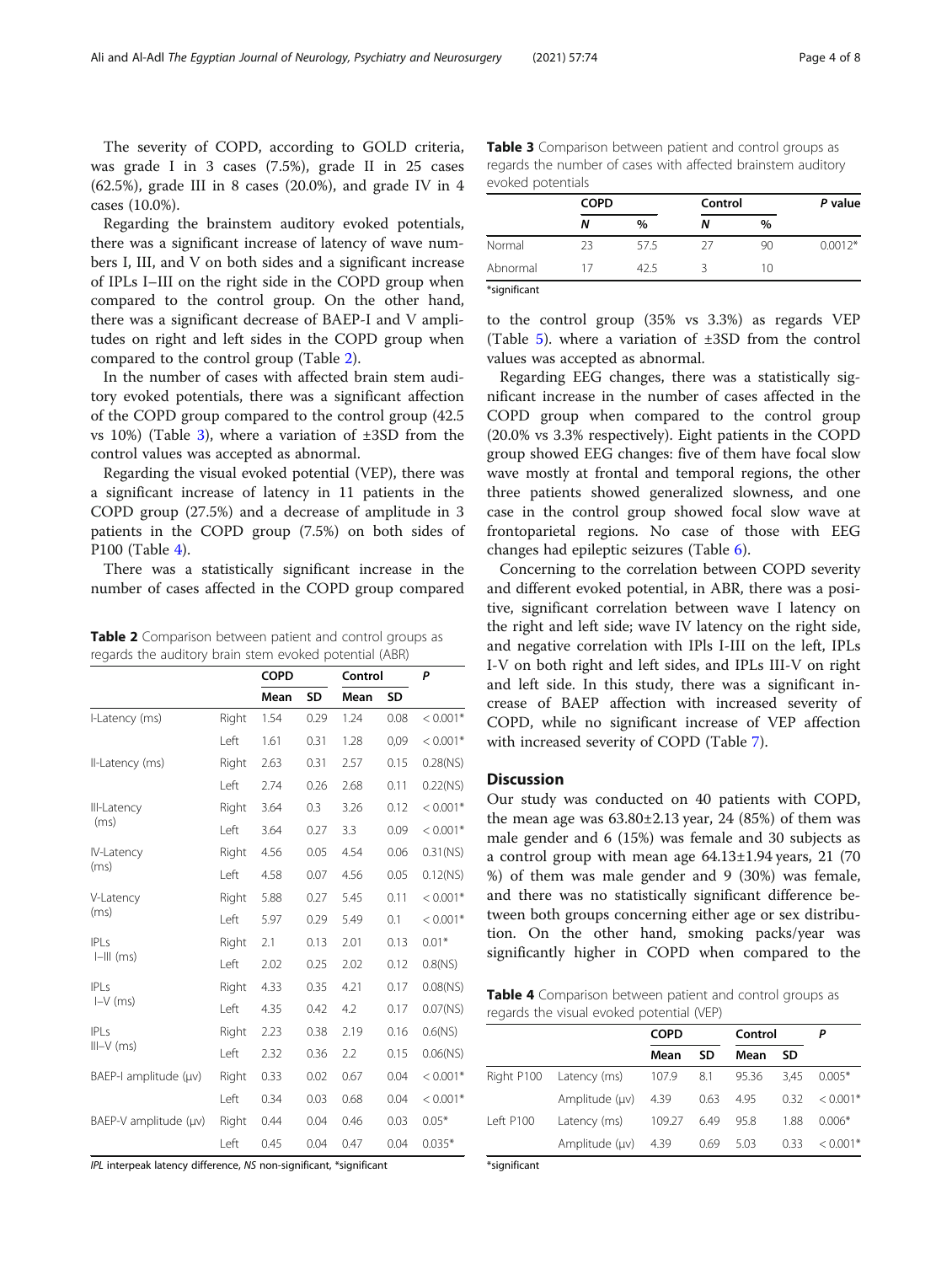The severity of COPD, according to GOLD criteria, was grade I in 3 cases (7.5%), grade II in 25 cases (62.5%), grade III in 8 cases (20.0%), and grade IV in 4 cases (10.0%).

Regarding the brainstem auditory evoked potentials, there was a significant increase of latency of wave numbers I, III, and V on both sides and a significant increase of IPLs I–III on the right side in the COPD group when compared to the control group. On the other hand, there was a significant decrease of BAEP-I and V amplitudes on right and left sides in the COPD group when compared to the control group (Table 2).

In the number of cases with affected brain stem auditory evoked potentials, there was a significant affection of the COPD group compared to the control group (42.5 vs 10%) (Table 3), where a variation of ±3SD from the control values was accepted as abnormal.

Regarding the visual evoked potential (VEP), there was a significant increase of latency in 11 patients in the COPD group (27.5%) and a decrease of amplitude in 3 patients in the COPD group (7.5%) on both sides of P100 (Table 4).

There was a statistically significant increase in the number of cases affected in the COPD group compared to the control group (35% vs 3.3%) as regards VEP (Table 5). where a variation of ±3SD from the control values was accepted as abnormal.

**Table 2** Comparison between patient and control groups as regards the auditory brain stem evoked potential (ABR)

| | | COPD | | Control | | P |
|---|---|---|---|---|---|---|
| | | Mean | SD | Mean | SD | |
| I-Latency (ms) | Right | 1.54 | 0.29 | 1.24 | 0.08 | < 0.001* |
| | Left | 1.61 | 0.31 | 1.28 | 0,09 | < 0.001* |
| II-Latency (ms) | Right | 2.63 | 0.31 | 2.57 | 0.15 | 0.28(NS) |
| | Left | 2.74 | 0.26 | 2.68 | 0.11 | 0.22(NS) |
| III-Latency (ms) | Right | 3.64 | 0.3 | 3.26 | 0.12 | < 0.001* |
| | Left | 3.64 | 0.27 | 3.3 | 0.09 | < 0.001* |
| IV-Latency (ms) | Right | 4.56 | 0.05 | 4.54 | 0.06 | 0.31(NS) |
| | Left | 4.58 | 0.07 | 4.56 | 0.05 | 0.12(NS) |
| V-Latency (ms) | Right | 5.88 | 0.27 | 5.45 | 0.11 | < 0.001* |
| | Left | 5.97 | 0.29 | 5.49 | 0.1 | < 0.001* |
| IPLs I–III (ms) | Right | 2.1 | 0.13 | 2.01 | 0.13 | 0.01* |
| | Left | 2.02 | 0.25 | 2.02 | 0.12 | 0.8(NS) |
| IPLs I–V (ms) | Right | 4.33 | 0.35 | 4.21 | 0.17 | 0.08(NS) |
| | Left | 4.35 | 0.42 | 4.2 | 0.17 | 0.07(NS) |
| IPLs III–V (ms) | Right | 2.23 | 0.38 | 2.19 | 0.16 | 0.6(NS) |
| | Left | 2.32 | 0.36 | 2.2 | 0.15 | 0.06(NS) |
| BAEP-I amplitude (μv) | Right | 0.33 | 0.02 | 0.67 | 0.04 | < 0.001* |
| | Left | 0.34 | 0.03 | 0.68 | 0.04 | < 0.001* |
| BAEP-V amplitude (μv) | Right | 0.44 | 0.04 | 0.46 | 0.03 | 0.05* |
| | Left | 0.45 | 0.04 | 0.47 | 0.04 | 0.035* |

*IPL* interpeak latency difference, *NS* non-significant, *significant

**Table 3** Comparison between patient and control groups as regards the number of cases with affected brainstem auditory evoked potentials

| | COPD | | Control | | P value |
|---|---|---|---|---|---|
| | N | % | N | % | |
| Normal | 23 | 57.5 | 27 | 90 | 0.0012* |
| Abnormal | 17 | 42.5 | 3 | 10 | |

*significant

Regarding EEG changes, there was a statistically significant increase in the number of cases affected in the COPD group when compared to the control group (20.0% vs 3.3% respectively). Eight patients in the COPD group showed EEG changes: five of them have focal slow wave mostly at frontal and temporal regions, the other three patients showed generalized slowness, and one case in the control group showed focal slow wave at frontoparietal regions. No case of those with EEG changes had epileptic seizures (Table 6).

Concerning to the correlation between COPD severity and different evoked potential, in ABR, there was a positive, significant correlation between wave I latency on the right and left side; wave IV latency on the right side, and negative correlation with IPls I-III on the left, IPLs I-V on both right and left sides, and IPLs III-V on right and left side. In this study, there was a significant increase of BAEP affection with increased severity of COPD, while no significant increase of VEP affection with increased severity of COPD (Table 7).

## Discussion

Our study was conducted on 40 patients with COPD, the mean age was 63.80±2.13 year, 24 (85%) of them was male gender and 6 (15%) was female and 30 subjects as a control group with mean age 64.13±1.94 years, 21 (70 %) of them was male gender and 9 (30%) was female, and there was no statistically significant difference between both groups concerning either age or sex distribution. On the other hand, smoking packs/year was significantly higher in COPD when compared to the

**Table 4** Comparison between patient and control groups as regards the visual evoked potential (VEP)

| | | COPD | | Control | | P |
|---|---|---|---|---|---|---|
| | | Mean | SD | Mean | SD | |
| Right P100 | Latency (ms) | 107.9 | 8.1 | 95.36 | 3,45 | 0.005* |
| | Amplitude (μv) | 4.39 | 0.63 | 4.95 | 0.32 | < 0.001* |
| Left P100 | Latency (ms) | 109.27 | 6.49 | 95.8 | 1.88 | 0.006* |
| | Amplitude (μv) | 4.39 | 0.69 | 5.03 | 0.33 | < 0.001* |

*significant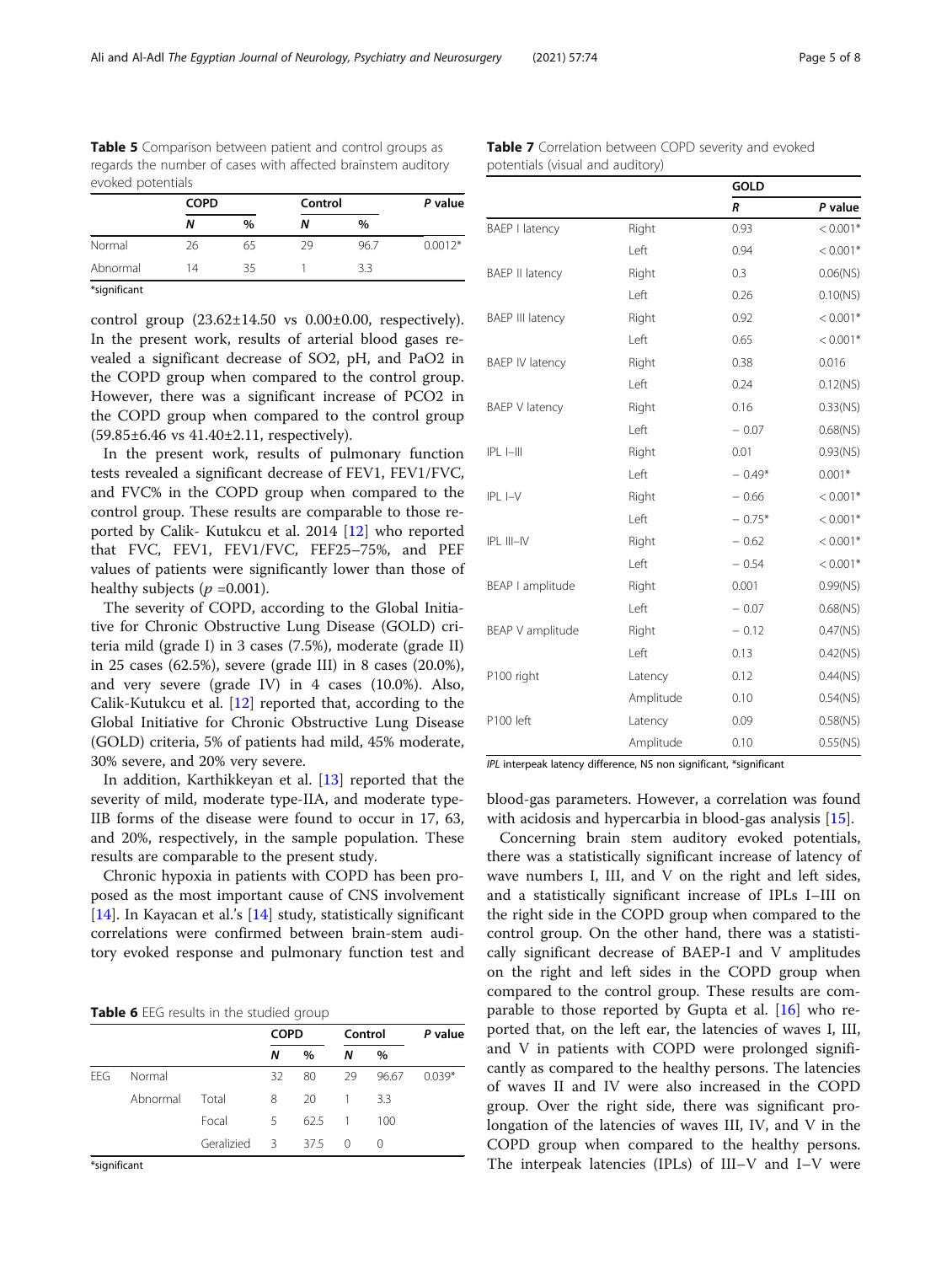**Table 5** Comparison between patient and control groups as regards the number of cases with affected brainstem auditory evoked potentials

| | COPD | | Control | | P value |
|---|---|---|---|---|---|
| | N | % | N | % | |
| Normal | 26 | 65 | 29 | 96.7 | 0.0012* |
| Abnormal | 14 | 35 | 1 | 3.3 | |

*significant

control group (23.62±14.50 vs 0.00±0.00, respectively). In the present work, results of arterial blood gases revealed a significant decrease of SO2, pH, and PaO2 in the COPD group when compared to the control group. However, there was a significant increase of PCO2 in the COPD group when compared to the control group (59.85±6.46 vs 41.40±2.11, respectively).

In the present work, results of pulmonary function tests revealed a significant decrease of FEV1, FEV1/FVC, and FVC% in the COPD group when compared to the control group. These results are comparable to those reported by Calik- Kutukcu et al. 2014 [12] who reported that FVC, FEV1, FEV1/FVC, FEF25–75%, and PEF values of patients were significantly lower than those of healthy subjects ($p$ =0.001).

The severity of COPD, according to the Global Initiative for Chronic Obstructive Lung Disease (GOLD) criteria mild (grade I) in 3 cases (7.5%), moderate (grade II) in 25 cases (62.5%), severe (grade III) in 8 cases (20.0%), and very severe (grade IV) in 4 cases (10.0%). Also, Calik-Kutukcu et al. [12] reported that, according to the Global Initiative for Chronic Obstructive Lung Disease (GOLD) criteria, 5% of patients had mild, 45% moderate, 30% severe, and 20% very severe.

In addition, Karthikkeyan et al. [13] reported that the severity of mild, moderate type-IIA, and moderate type-IIB forms of the disease were found to occur in 17, 63, and 20%, respectively, in the sample population. These results are comparable to the present study.

Chronic hypoxia in patients with COPD has been proposed as the most important cause of CNS involvement [14]. In Kayacan et al.'s [14] study, statistically significant correlations were confirmed between brain-stem auditory evoked response and pulmonary function test and blood-gas parameters. However, a correlation was found with acidosis and hypercarbia in blood-gas analysis [15].

**Table 6** EEG results in the studied group

| | | | COPD | | Control | | P value |
|---|---|---|---|---|---|---|---|
| | | | N | % | N | % | |
| EEG | Normal | | 32 | 80 | 29 | 96.67 | 0.039* |
| | Abnormal | Total | 8 | 20 | 1 | 3.3 | |
| | | Focal | 5 | 62.5 | 1 | 100 | |
| | | Geralizied | 3 | 37.5 | 0 | 0 | |

*significant

**Table 7** Correlation between COPD severity and evoked potentials (visual and auditory)

| | | GOLD | |
|---|---|---|---|
| | | R | P value |
| BAEP I latency | Right | 0.93 | < 0.001* |
| | Left | 0.94 | < 0.001* |
| BAEP II latency | Right | 0.3 | 0.06(NS) |
| | Left | 0.26 | 0.10(NS) |
| BAEP III latency | Right | 0.92 | < 0.001* |
| | Left | 0.65 | < 0.001* |
| BAEP IV latency | Right | 0.38 | 0.016 |
| | Left | 0.24 | 0.12(NS) |
| BAEP V latency | Right | 0.16 | 0.33(NS) |
| | Left | − 0.07 | 0.68(NS) |
| IPL I–III | Right | 0.01 | 0.93(NS) |
| | Left | − 0.49* | 0.001* |
| IPL I–V | Right | − 0.66 | < 0.001* |
| | Left | − 0.75* | < 0.001* |
| IPL III–IV | Right | − 0.62 | < 0.001* |
| | Left | − 0.54 | < 0.001* |
| BEAP I amplitude | Right | 0.001 | 0.99(NS) |
| | Left | − 0.07 | 0.68(NS) |
| BEAP V amplitude | Right | − 0.12 | 0.47(NS) |
| | Left | 0.13 | 0.42(NS) |
| P100 right | Latency | 0.12 | 0.44(NS) |
| | Amplitude | 0.10 | 0.54(NS) |
| P100 left | Latency | 0.09 | 0.58(NS) |
| | Amplitude | 0.10 | 0.55(NS) |

*IPL* interpeak latency difference, NS non significant, *significant

Concerning brain stem auditory evoked potentials, there was a statistically significant increase of latency of wave numbers I, III, and V on the right and left sides, and a statistically significant increase of IPLs I–III on the right side in the COPD group when compared to the control group. On the other hand, there was a statistically significant decrease of BAEP-I and V amplitudes on the right and left sides in the COPD group when compared to the control group. These results are comparable to those reported by Gupta et al. [16] who reported that, on the left ear, the latencies of waves I, III, and V in patients with COPD were prolonged significantly as compared to the healthy persons. The latencies of waves II and IV were also increased in the COPD group. Over the right side, there was significant prolongation of the latencies of waves III, IV, and V in the COPD group when compared to the healthy persons. The interpeak latencies (IPLs) of III–V and I–V were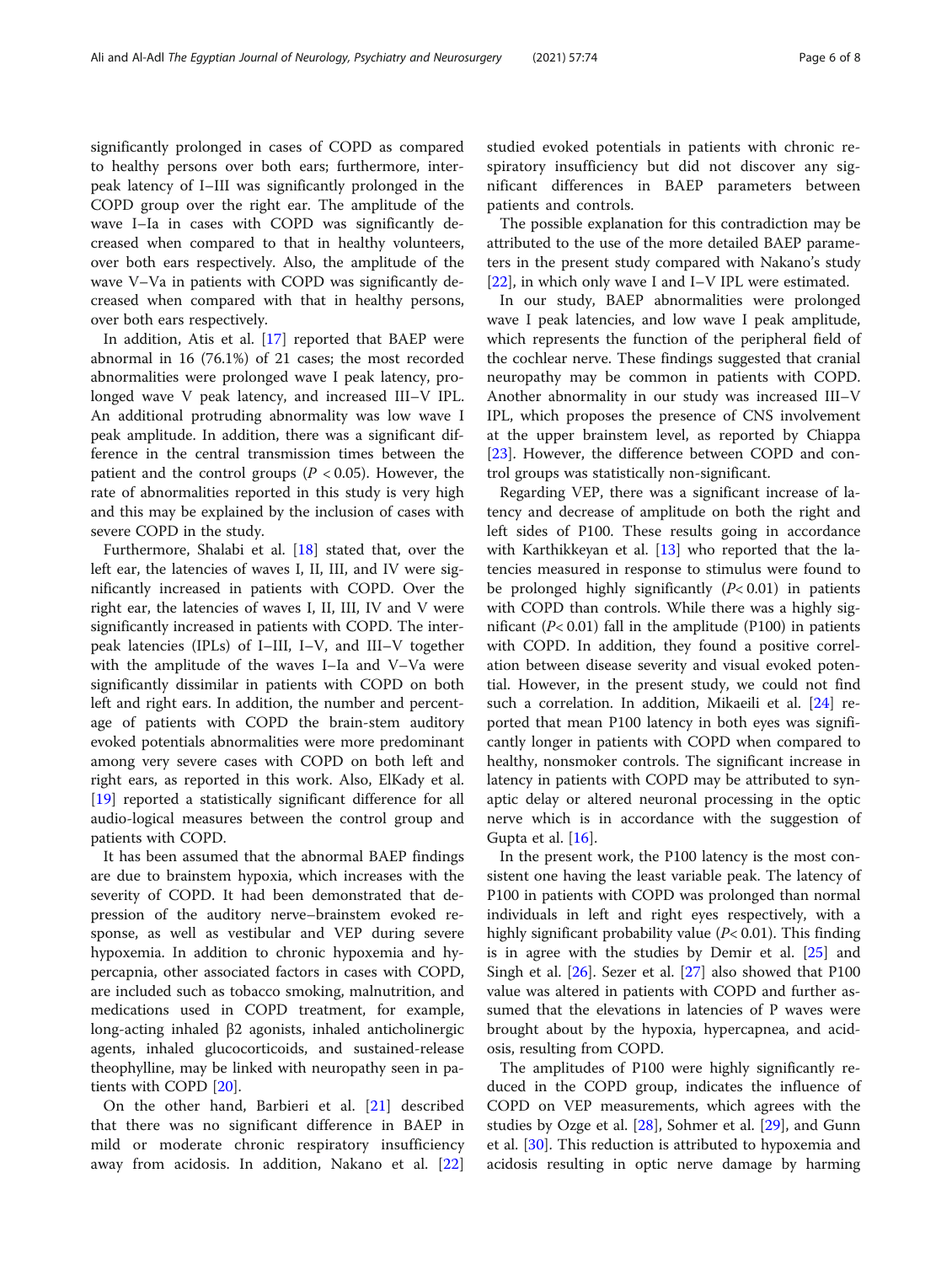significantly prolonged in cases of COPD as compared to healthy persons over both ears; furthermore, interpeak latency of I–III was significantly prolonged in the COPD group over the right ear. The amplitude of the wave I–Ia in cases with COPD was significantly decreased when compared to that in healthy volunteers, over both ears respectively. Also, the amplitude of the wave V–Va in patients with COPD was significantly decreased when compared with that in healthy persons, over both ears respectively.

In addition, Atis et al. [17] reported that BAEP were abnormal in 16 (76.1%) of 21 cases; the most recorded abnormalities were prolonged wave I peak latency, prolonged wave V peak latency, and increased III–V IPL. An additional protruding abnormality was low wave I peak amplitude. In addition, there was a significant difference in the central transmission times between the patient and the control groups ($P < 0.05$). However, the rate of abnormalities reported in this study is very high and this may be explained by the inclusion of cases with severe COPD in the study.

Furthermore, Shalabi et al. [18] stated that, over the left ear, the latencies of waves I, II, III, and IV were significantly increased in patients with COPD. Over the right ear, the latencies of waves I, II, III, IV and V were significantly increased in patients with COPD. The interpeak latencies (IPLs) of I–III, I–V, and III–V together with the amplitude of the waves I–Ia and V–Va were significantly dissimilar in patients with COPD on both left and right ears. In addition, the number and percentage of patients with COPD the brain-stem auditory evoked potentials abnormalities were more predominant among very severe cases with COPD on both left and right ears, as reported in this work. Also, ElKady et al. [19] reported a statistically significant difference for all audio-logical measures between the control group and patients with COPD.

It has been assumed that the abnormal BAEP findings are due to brainstem hypoxia, which increases with the severity of COPD. It had been demonstrated that depression of the auditory nerve–brainstem evoked response, as well as vestibular and VEP during severe hypoxemia. In addition to chronic hypoxemia and hypercapnia, other associated factors in cases with COPD, are included such as tobacco smoking, malnutrition, and medications used in COPD treatment, for example, long-acting inhaled β2 agonists, inhaled anticholinergic agents, inhaled glucocorticoids, and sustained-release theophylline, may be linked with neuropathy seen in patients with COPD [20].

On the other hand, Barbieri et al. [21] described that there was no significant difference in BAEP in mild or moderate chronic respiratory insufficiency away from acidosis. In addition, Nakano et al. [22] studied evoked potentials in patients with chronic respiratory insufficiency but did not discover any significant differences in BAEP parameters between patients and controls.

The possible explanation for this contradiction may be attributed to the use of the more detailed BAEP parameters in the present study compared with Nakano's study [22], in which only wave I and I–V IPL were estimated.

In our study, BAEP abnormalities were prolonged wave I peak latencies, and low wave I peak amplitude, which represents the function of the peripheral field of the cochlear nerve. These findings suggested that cranial neuropathy may be common in patients with COPD. Another abnormality in our study was increased III–V IPL, which proposes the presence of CNS involvement at the upper brainstem level, as reported by Chiappa [23]. However, the difference between COPD and control groups was statistically non-significant.

Regarding VEP, there was a significant increase of latency and decrease of amplitude on both the right and left sides of P100. These results going in accordance with Karthikkeyan et al. [13] who reported that the latencies measured in response to stimulus were found to be prolonged highly significantly ($P< 0.01$) in patients with COPD than controls. While there was a highly significant ($P< 0.01$) fall in the amplitude (P100) in patients with COPD. In addition, they found a positive correlation between disease severity and visual evoked potential. However, in the present study, we could not find such a correlation. In addition, Mikaeili et al. [24] reported that mean P100 latency in both eyes was significantly longer in patients with COPD when compared to healthy, nonsmoker controls. The significant increase in latency in patients with COPD may be attributed to synaptic delay or altered neuronal processing in the optic nerve which is in accordance with the suggestion of Gupta et al. [16].

In the present work, the P100 latency is the most consistent one having the least variable peak. The latency of P100 in patients with COPD was prolonged than normal individuals in left and right eyes respectively, with a highly significant probability value ($P< 0.01$). This finding is in agree with the studies by Demir et al. [25] and Singh et al. [26]. Sezer et al. [27] also showed that P100 value was altered in patients with COPD and further assumed that the elevations in latencies of P waves were brought about by the hypoxia, hypercapnea, and acidosis, resulting from COPD.

The amplitudes of P100 were highly significantly reduced in the COPD group, indicates the influence of COPD on VEP measurements, which agrees with the studies by Ozge et al. [28], Sohmer et al. [29], and Gunn et al. [30]. This reduction is attributed to hypoxemia and acidosis resulting in optic nerve damage by harming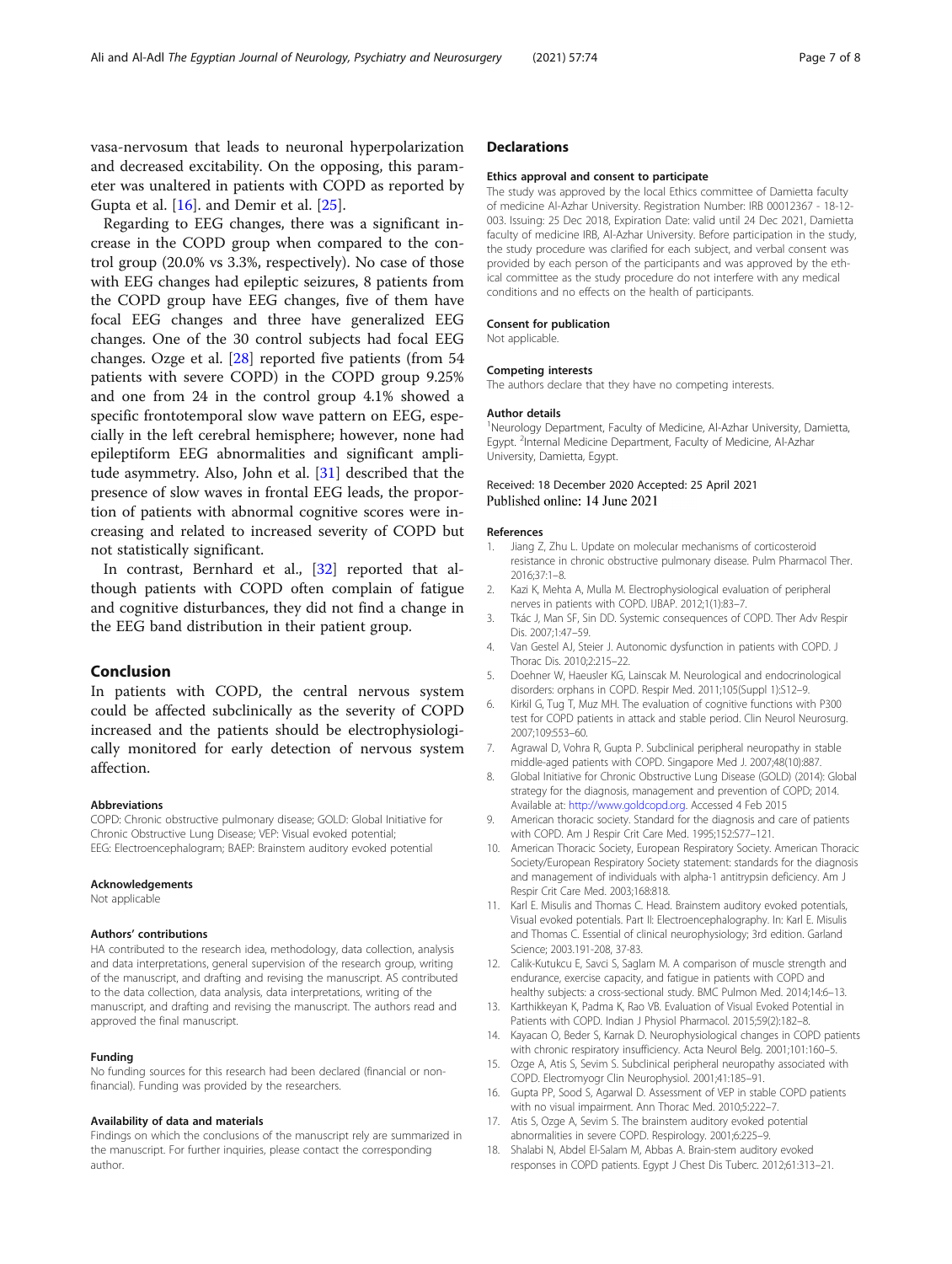vasa-nervosum that leads to neuronal hyperpolarization and decreased excitability. On the opposing, this parameter was unaltered in patients with COPD as reported by Gupta et al. [16]. and Demir et al. [25].

Regarding to EEG changes, there was a significant increase in the COPD group when compared to the control group (20.0% vs 3.3%, respectively). No case of those with EEG changes had epileptic seizures, 8 patients from the COPD group have EEG changes, five of them have focal EEG changes and three have generalized EEG changes. One of the 30 control subjects had focal EEG changes. Ozge et al. [28] reported five patients (from 54 patients with severe COPD) in the COPD group 9.25% and one from 24 in the control group 4.1% showed a specific frontotemporal slow wave pattern on EEG, especially in the left cerebral hemisphere; however, none had epileptiform EEG abnormalities and significant amplitude asymmetry. Also, John et al. [31] described that the presence of slow waves in frontal EEG leads, the proportion of patients with abnormal cognitive scores were increasing and related to increased severity of COPD but not statistically significant.

In contrast, Bernhard et al., [32] reported that although patients with COPD often complain of fatigue and cognitive disturbances, they did not find a change in the EEG band distribution in their patient group.

## Conclusion

In patients with COPD, the central nervous system could be affected subclinically as the severity of COPD increased and the patients should be electrophysiologically monitored for early detection of nervous system affection.

#### Abbreviations

COPD: Chronic obstructive pulmonary disease; GOLD: Global Initiative for Chronic Obstructive Lung Disease; VEP: Visual evoked potential; EEG: Electroencephalogram; BAEP: Brainstem auditory evoked potential

#### Acknowledgements

Not applicable

#### Authors' contributions

HA contributed to the research idea, methodology, data collection, analysis and data interpretations, general supervision of the research group, writing of the manuscript, and drafting and revising the manuscript. AS contributed to the data collection, data analysis, data interpretations, writing of the manuscript, and drafting and revising the manuscript. The authors read and approved the final manuscript.

#### Funding

No funding sources for this research had been declared (financial or non-financial). Funding was provided by the researchers.

#### Availability of data and materials

Findings on which the conclusions of the manuscript rely are summarized in the manuscript. For further inquiries, please contact the corresponding author.

## Declarations

#### Ethics approval and consent to participate

The study was approved by the local Ethics committee of Damietta faculty of medicine Al-Azhar University. Registration Number: IRB 00012367 - 18-12-003. Issuing: 25 Dec 2018, Expiration Date: valid until 24 Dec 2021, Damietta faculty of medicine IRB, Al-Azhar University. Before participation in the study, the study procedure was clarified for each subject, and verbal consent was provided by each person of the participants and was approved by the ethical committee as the study procedure do not interfere with any medical conditions and no effects on the health of participants.

#### Consent for publication

Not applicable.

#### Competing interests

The authors declare that they have no competing interests.

#### Author details

[1]Neurology Department, Faculty of Medicine, Al-Azhar University, Damietta, Egypt. [2]Internal Medicine Department, Faculty of Medicine, Al-Azhar University, Damietta, Egypt.

Received: 18 December 2020 Accepted: 25 April 2021
Published online: 14 June 2021

#### References

1. Jiang Z, Zhu L. Update on molecular mechanisms of corticosteroid resistance in chronic obstructive pulmonary disease. Pulm Pharmacol Ther. 2016;37:1–8.
2. Kazi K, Mehta A, Mulla M. Electrophysiological evaluation of peripheral nerves in patients with COPD. IJBAP. 2012;1(1):83–7.
3. Tkác J, Man SF, Sin DD. Systemic consequences of COPD. Ther Adv Respir Dis. 2007;1:47–59.
4. Van Gestel AJ, Steier J. Autonomic dysfunction in patients with COPD. J Thorac Dis. 2010;2:215–22.
5. Doehner W, Haeusler KG, Lainscak M. Neurological and endocrinological disorders: orphans in COPD. Respir Med. 2011;105(Suppl 1):S12–9.
6. Kirkil G, Tug T, Muz MH. The evaluation of cognitive functions with P300 test for COPD patients in attack and stable period. Clin Neurol Neurosurg. 2007;109:553–60.
7. Agrawal D, Vohra R, Gupta P. Subclinical peripheral neuropathy in stable middle-aged patients with COPD. Singapore Med J. 2007;48(10):887.
8. Global Initiative for Chronic Obstructive Lung Disease (GOLD) (2014): Global strategy for the diagnosis, management and prevention of COPD; 2014. Available at: http://www.goldcopd.org. Accessed 4 Feb 2015
9. American thoracic society. Standard for the diagnosis and care of patients with COPD. Am J Respir Crit Care Med. 1995;152:S77–121.
10. American Thoracic Society, European Respiratory Society. American Thoracic Society/European Respiratory Society statement: standards for the diagnosis and management of individuals with alpha-1 antitrypsin deficiency. Am J Respir Crit Care Med. 2003;168:818.
11. Karl E. Misulis and Thomas C. Head. Brainstem auditory evoked potentials, Visual evoked potentials. Part II: Electroencephalography. In: Karl E. Misulis and Thomas C. Essential of clinical neurophysiology; 3rd edition. Garland Science; 2003.191-208, 37-83.
12. Calik-Kutukcu E, Savci S, Saglam M. A comparison of muscle strength and endurance, exercise capacity, and fatigue in patients with COPD and healthy subjects: a cross-sectional study. BMC Pulmon Med. 2014;14:6–13.
13. Karthikkeyan K, Padma K, Rao VB. Evaluation of Visual Evoked Potential in Patients with COPD. Indian J Physiol Pharmacol. 2015;59(2):182–8.
14. Kayacan O, Beder S, Karnak D. Neurophysiological changes in COPD patients with chronic respiratory insufficiency. Acta Neurol Belg. 2001;101:160–5.
15. Ozge A, Atis S, Sevim S. Subclinical peripheral neuropathy associated with COPD. Electromyogr Clin Neurophysiol. 2001;41:185–91.
16. Gupta PP, Sood S, Agarwal D. Assessment of VEP in stable COPD patients with no visual impairment. Ann Thorac Med. 2010;5:222–7.
17. Atis S, Ozge A, Sevim S. The brainstem auditory evoked potential abnormalities in severe COPD. Respirology. 2001;6:225–9.
18. Shalabi N, Abdel El-Salam M, Abbas A. Brain-stem auditory evoked responses in COPD patients. Egypt J Chest Dis Tuberc. 2012;61:313–21.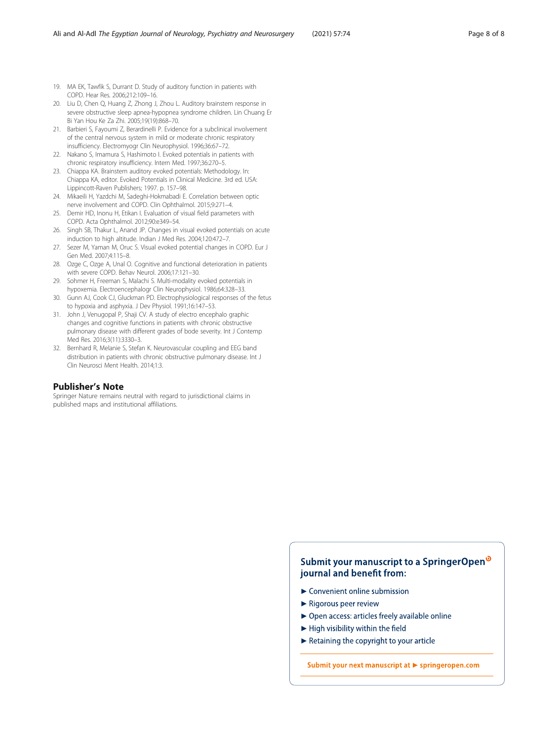19. MA EK, Tawfik S, Durrant D. Study of auditory function in patients with COPD. Hear Res. 2006;212:109–16.
20. Liu D, Chen Q, Huang Z, Zhong J, Zhou L. Auditory brainstem response in severe obstructive sleep apnea-hypopnea syndrome children. Lin Chuang Er Bi Yan Hou Ke Za Zhi. 2005;19(19):868–70.
21. Barbieri S, Fayoumi Z, Berardinelli P. Evidence for a subclinical involvement of the central nervous system in mild or moderate chronic respiratory insufficiency. Electromyogr Clin Neurophysiol. 1996;36:67–72.
22. Nakano S, Imamura S, Hashimoto I. Evoked potentials in patients with chronic respiratory insufficiency. Intern Med. 1997;36:270–5.
23. Chiappa KA. Brainstem auditory evoked potentials: Methodology. In: Chiappa KA, editor. Evoked Potentials in Clinical Medicine. 3rd ed. USA: Lippincott-Raven Publishers; 1997. p. 157–98.
24. Mikaeili H, Yazdchi M, Sadeghi-Hokmabadi E. Correlation between optic nerve involvement and COPD. Clin Ophthalmol. 2015;9:271–4.
25. Demir HD, Inonu H, Etikan I. Evaluation of visual field parameters with COPD. Acta Ophthalmol. 2012;90:e349–54.
26. Singh SB, Thakur L, Anand JP. Changes in visual evoked potentials on acute induction to high altitude. Indian J Med Res. 2004;120:472–7.
27. Sezer M, Yaman M, Oruc S. Visual evoked potential changes in COPD. Eur J Gen Med. 2007;4:115–8.
28. Ozge C, Ozge A, Unal O. Cognitive and functional deterioration in patients with severe COPD. Behav Neurol. 2006;17:121–30.
29. Sohmer H, Freeman S, Malachi S. Multi-modality evoked potentials in hypoxemia. Electroencephalogr Clin Neurophysiol. 1986;64:328–33.
30. Gunn AJ, Cook CJ, Gluckman PD. Electrophysiological responses of the fetus to hypoxia and asphyxia. J Dev Physiol. 1991;16:147–53.
31. John J, Venugopal P, Shaji CV. A study of electro encephalo graphic changes and cognitive functions in patients with chronic obstructive pulmonary disease with different grades of bode severity. Int J Contemp Med Res. 2016;3(11):3330–3.
32. Bernhard R, Melanie S, Stefan K. Neurovascular coupling and EEG band distribution in patients with chronic obstructive pulmonary disease. Int J Clin Neurosci Ment Health. 2014;1:3.

## Publisher's Note

Springer Nature remains neutral with regard to jurisdictional claims in published maps and institutional affiliations.

**Submit your manuscript to a SpringerOpen journal and benefit from:**

- Convenient online submission
- Rigorous peer review
- Open access: articles freely available online
- High visibility within the field
- Retaining the copyright to your article

**Submit your next manuscript at ▶ springeropen.com**